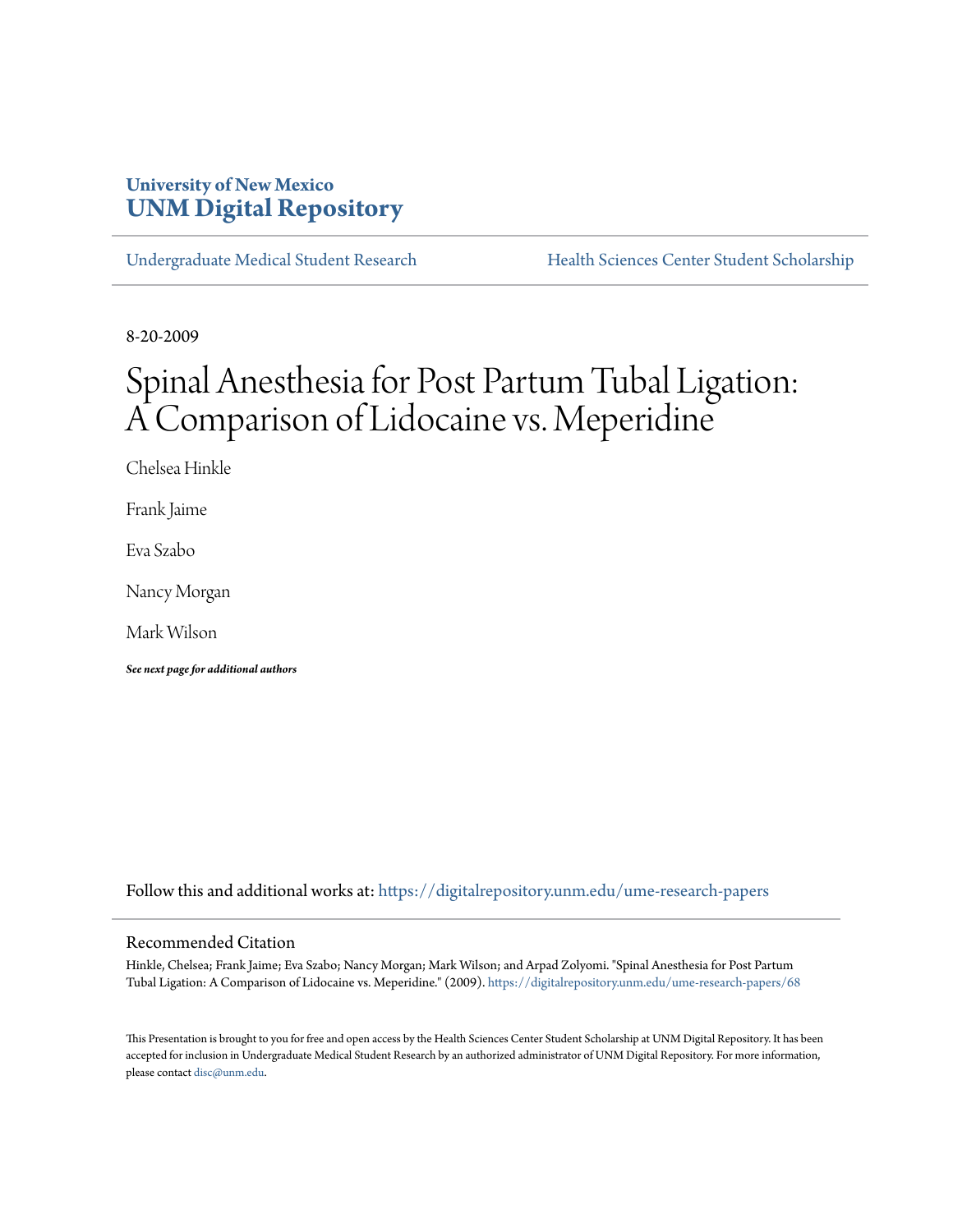University of New Mexico
**UNM Digital Repository**

Undergraduate Medical Student Research | Health Sciences Center Student Scholarship

8-20-2009

# Spinal Anesthesia for Post Partum Tubal Ligation: A Comparison of Lidocaine vs. Meperidine

Chelsea Hinkle

Frank Jaime

Eva Szabo

Nancy Morgan

Mark Wilson

***See next page for additional authors***

Follow this and additional works at: https://digitalrepository.unm.edu/ume-research-papers

## Recommended Citation

Hinkle, Chelsea; Frank Jaime; Eva Szabo; Nancy Morgan; Mark Wilson; and Arpad Zolyomi. "Spinal Anesthesia for Post Partum Tubal Ligation: A Comparison of Lidocaine vs. Meperidine." (2009). https://digitalrepository.unm.edu/ume-research-papers/68

This Presentation is brought to you for free and open access by the Health Sciences Center Student Scholarship at UNM Digital Repository. It has been accepted for inclusion in Undergraduate Medical Student Research by an authorized administrator of UNM Digital Repository. For more information, please contact disc@unm.edu.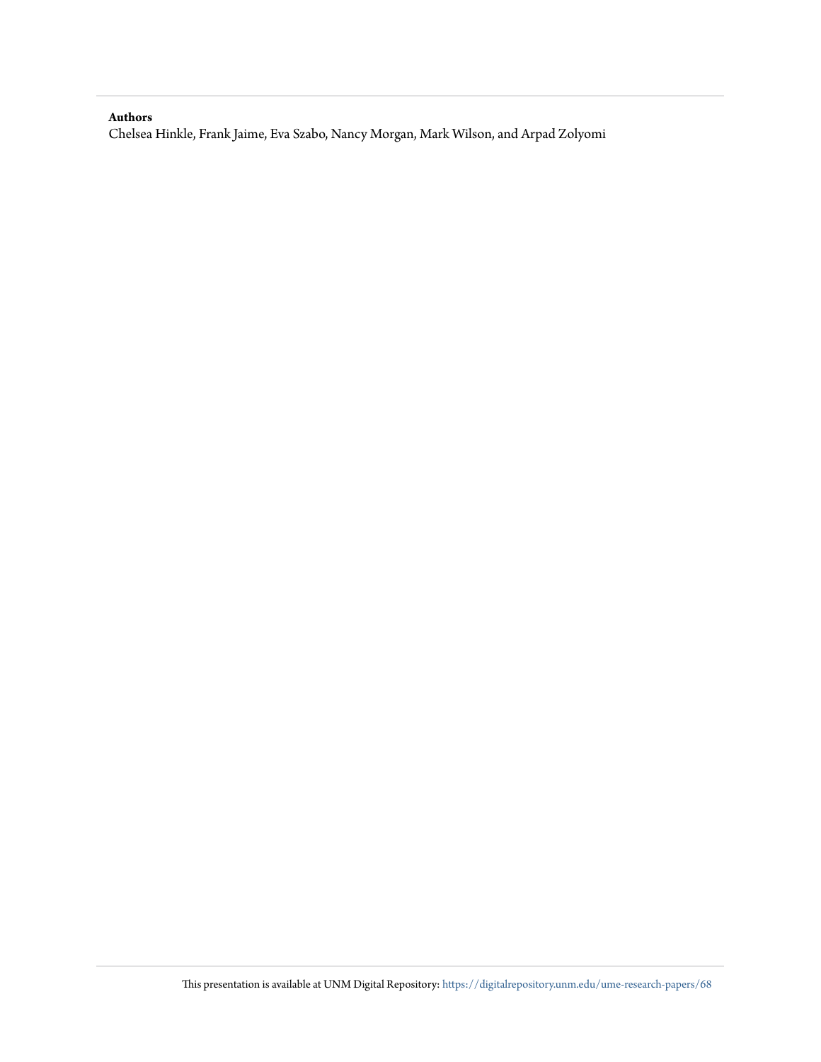**Authors**

Chelsea Hinkle, Frank Jaime, Eva Szabo, Nancy Morgan, Mark Wilson, and Arpad Zolyomi

This presentation is available at UNM Digital Repository: https://digitalrepository.unm.edu/ume-research-papers/68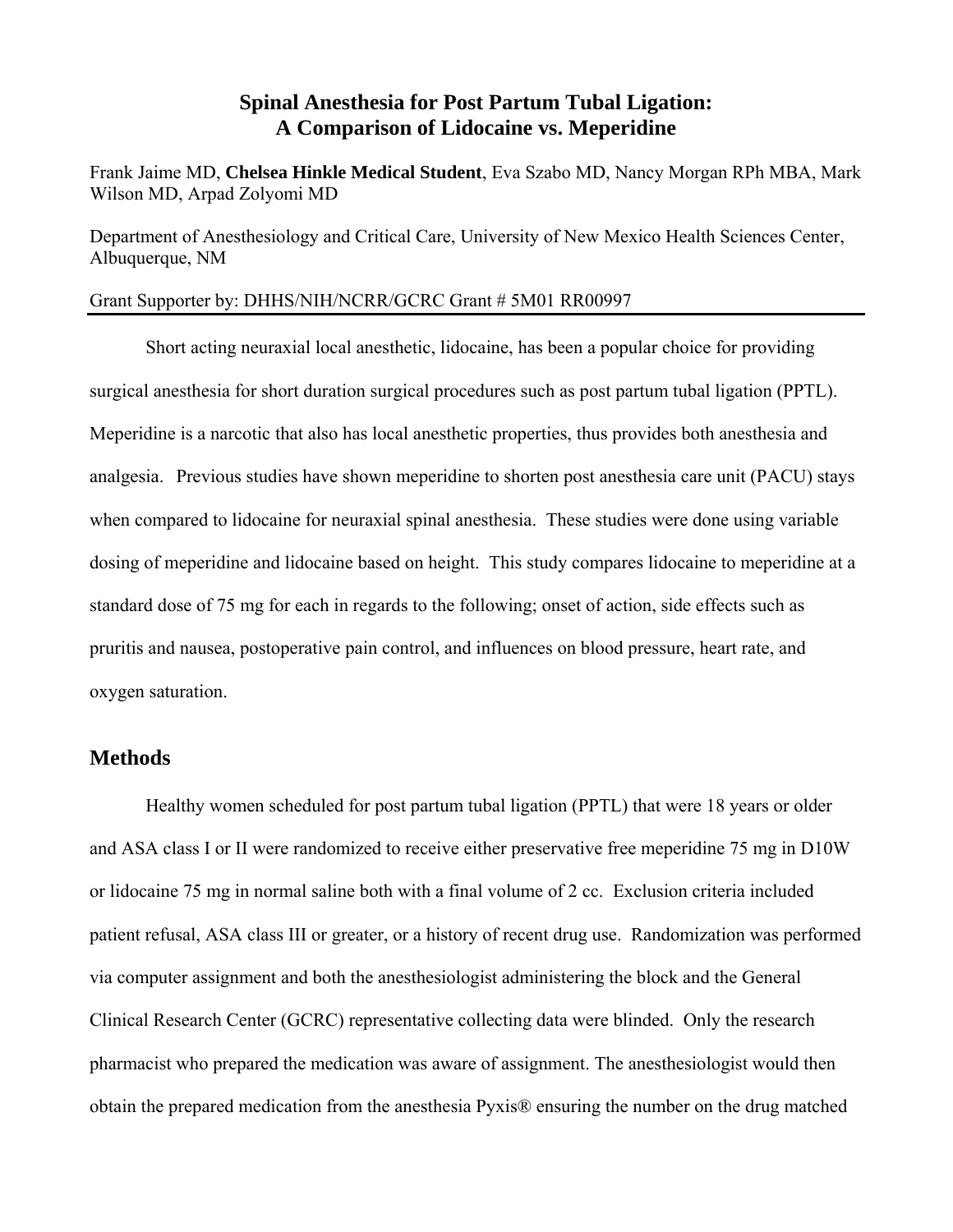# Spinal Anesthesia for Post Partum Tubal Ligation: A Comparison of Lidocaine vs. Meperidine

Frank Jaime MD, **Chelsea Hinkle Medical Student**, Eva Szabo MD, Nancy Morgan RPh MBA, Mark Wilson MD, Arpad Zolyomi MD

Department of Anesthesiology and Critical Care, University of New Mexico Health Sciences Center, Albuquerque, NM

Grant Supporter by: DHHS/NIH/NCRR/GCRC Grant # 5M01 RR00997

Short acting neuraxial local anesthetic, lidocaine, has been a popular choice for providing surgical anesthesia for short duration surgical procedures such as post partum tubal ligation (PPTL). Meperidine is a narcotic that also has local anesthetic properties, thus provides both anesthesia and analgesia. Previous studies have shown meperidine to shorten post anesthesia care unit (PACU) stays when compared to lidocaine for neuraxial spinal anesthesia. These studies were done using variable dosing of meperidine and lidocaine based on height. This study compares lidocaine to meperidine at a standard dose of 75 mg for each in regards to the following; onset of action, side effects such as pruritis and nausea, postoperative pain control, and influences on blood pressure, heart rate, and oxygen saturation.

## Methods

Healthy women scheduled for post partum tubal ligation (PPTL) that were 18 years or older and ASA class I or II were randomized to receive either preservative free meperidine 75 mg in D10W or lidocaine 75 mg in normal saline both with a final volume of 2 cc. Exclusion criteria included patient refusal, ASA class III or greater, or a history of recent drug use. Randomization was performed via computer assignment and both the anesthesiologist administering the block and the General Clinical Research Center (GCRC) representative collecting data were blinded. Only the research pharmacist who prepared the medication was aware of assignment. The anesthesiologist would then obtain the prepared medication from the anesthesia Pyxis® ensuring the number on the drug matched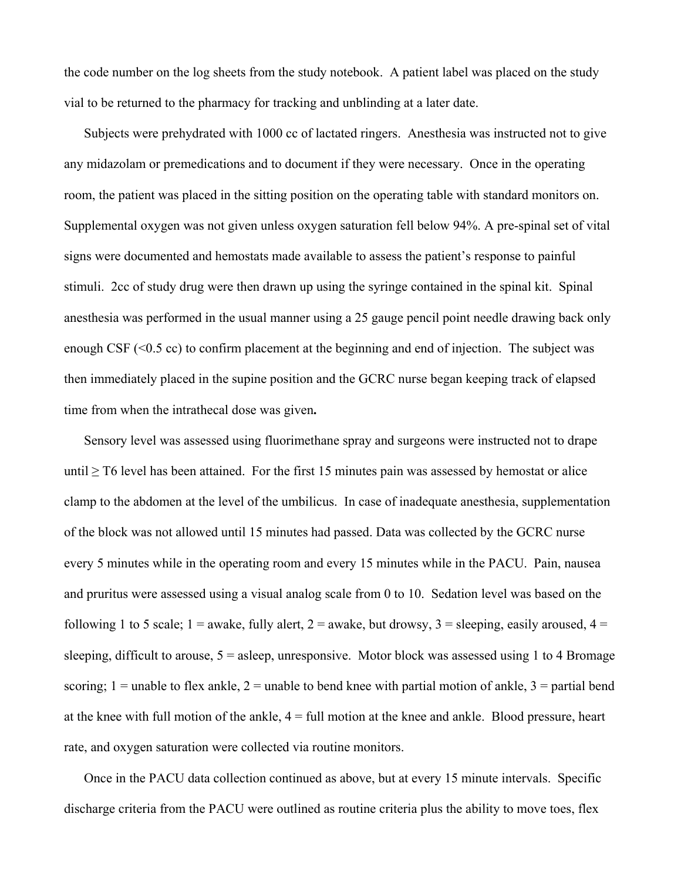the code number on the log sheets from the study notebook. A patient label was placed on the study vial to be returned to the pharmacy for tracking and unblinding at a later date.

Subjects were prehydrated with 1000 cc of lactated ringers. Anesthesia was instructed not to give any midazolam or premedications and to document if they were necessary. Once in the operating room, the patient was placed in the sitting position on the operating table with standard monitors on. Supplemental oxygen was not given unless oxygen saturation fell below 94%. A pre-spinal set of vital signs were documented and hemostats made available to assess the patient's response to painful stimuli. 2cc of study drug were then drawn up using the syringe contained in the spinal kit. Spinal anesthesia was performed in the usual manner using a 25 gauge pencil point needle drawing back only enough CSF (<0.5 cc) to confirm placement at the beginning and end of injection. The subject was then immediately placed in the supine position and the GCRC nurse began keeping track of elapsed time from when the intrathecal dose was given**.**

Sensory level was assessed using fluorimethane spray and surgeons were instructed not to drape until ≥ T6 level has been attained. For the first 15 minutes pain was assessed by hemostat or alice clamp to the abdomen at the level of the umbilicus. In case of inadequate anesthesia, supplementation of the block was not allowed until 15 minutes had passed. Data was collected by the GCRC nurse every 5 minutes while in the operating room and every 15 minutes while in the PACU. Pain, nausea and pruritus were assessed using a visual analog scale from 0 to 10. Sedation level was based on the following 1 to 5 scale; 1 = awake, fully alert, 2 = awake, but drowsy, 3 = sleeping, easily aroused, 4 = sleeping, difficult to arouse, 5 = asleep, unresponsive. Motor block was assessed using 1 to 4 Bromage scoring; 1 = unable to flex ankle, 2 = unable to bend knee with partial motion of ankle, 3 = partial bend at the knee with full motion of the ankle, 4 = full motion at the knee and ankle. Blood pressure, heart rate, and oxygen saturation were collected via routine monitors.

Once in the PACU data collection continued as above, but at every 15 minute intervals. Specific discharge criteria from the PACU were outlined as routine criteria plus the ability to move toes, flex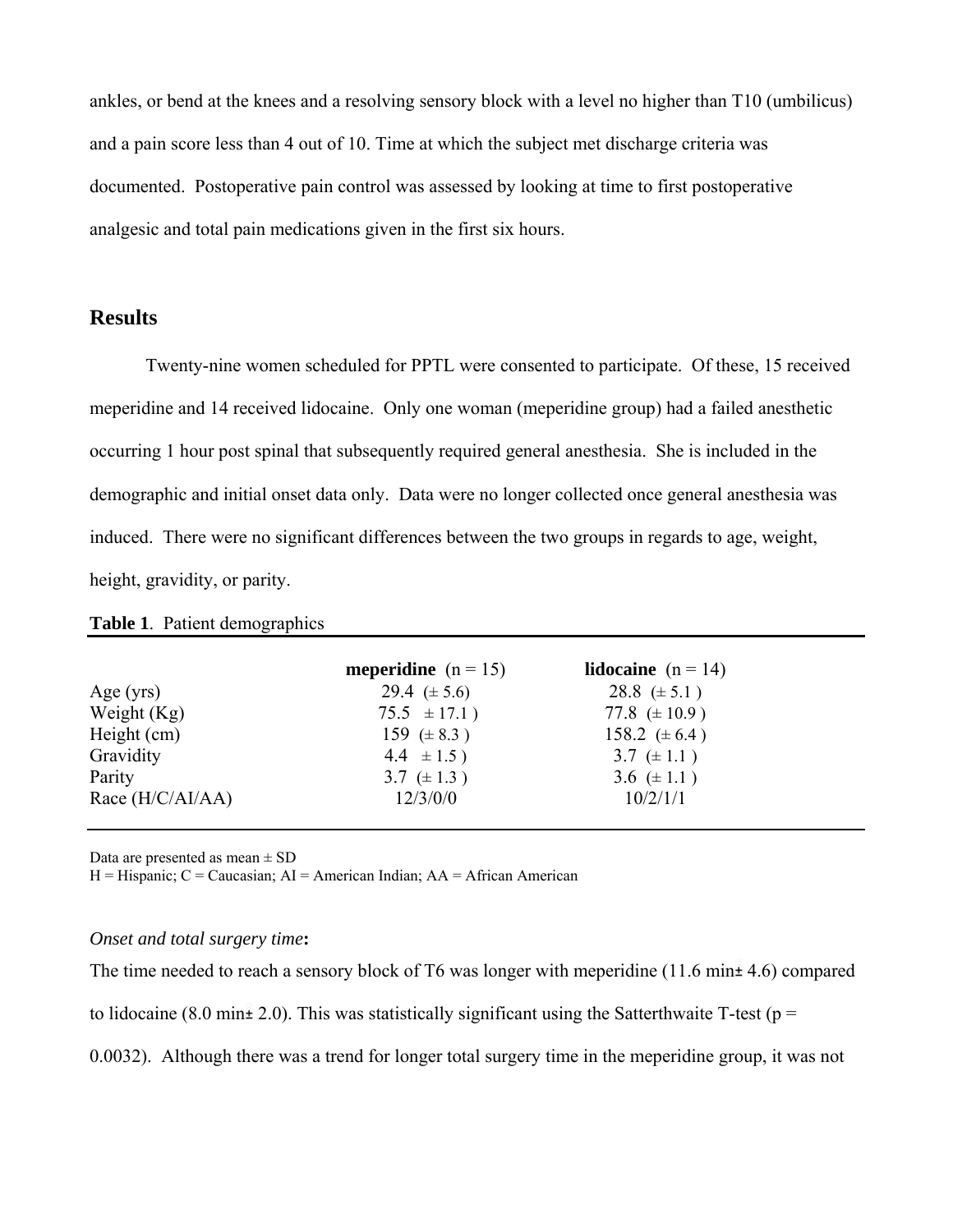ankles, or bend at the knees and a resolving sensory block with a level no higher than T10 (umbilicus) and a pain score less than 4 out of 10. Time at which the subject met discharge criteria was documented. Postoperative pain control was assessed by looking at time to first postoperative analgesic and total pain medications given in the first six hours.

## Results

Twenty-nine women scheduled for PPTL were consented to participate. Of these, 15 received meperidine and 14 received lidocaine. Only one woman (meperidine group) had a failed anesthetic occurring 1 hour post spinal that subsequently required general anesthesia. She is included in the demographic and initial onset data only. Data were no longer collected once general anesthesia was induced. There were no significant differences between the two groups in regards to age, weight, height, gravidity, or parity.

**Table 1**. Patient demographics

| | **meperidine** (n = 15) | **lidocaine** (n = 14) |
|---|---|---|
| Age (yrs) | 29.4 (± 5.6) | 28.8 (± 5.1 ) |
| Weight (Kg) | 75.5 ± 17.1 ) | 77.8 (± 10.9 ) |
| Height (cm) | 159 (± 8.3 ) | 158.2 (± 6.4 ) |
| Gravidity | 4.4 ± 1.5 ) | 3.7 (± 1.1 ) |
| Parity | 3.7 (± 1.3 ) | 3.6 (± 1.1 ) |
| Race (H/C/AI/AA) | 12/3/0/0 | 10/2/1/1 |

Data are presented as mean ± SD
H = Hispanic; C = Caucasian; AI = American Indian; AA = African American

*Onset and total surgery time***:**
The time needed to reach a sensory block of T6 was longer with meperidine (11.6 min± 4.6) compared to lidocaine (8.0 min± 2.0). This was statistically significant using the Satterthwaite T-test ($p = 0.0032$). Although there was a trend for longer total surgery time in the meperidine group, it was not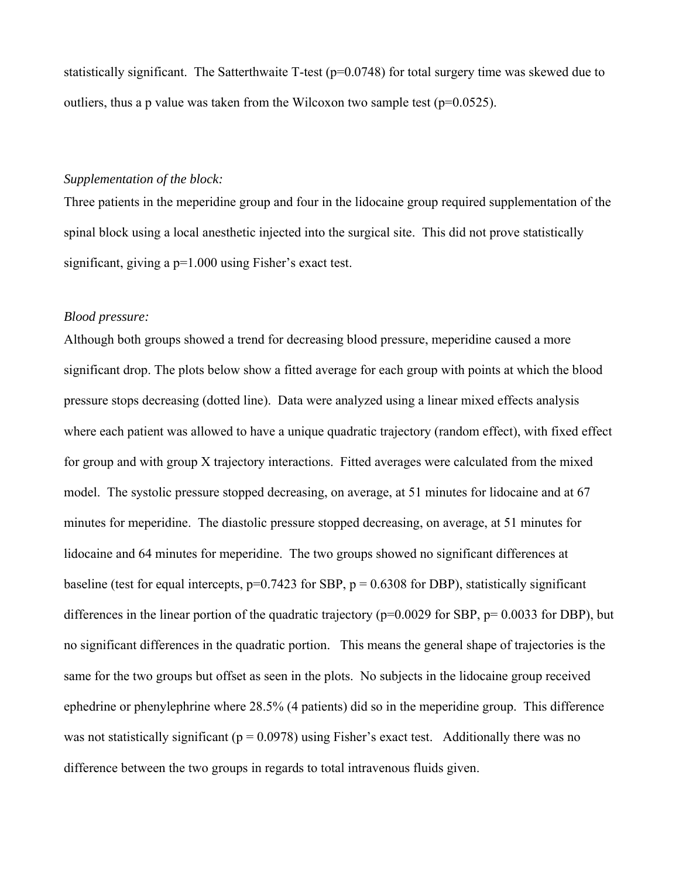statistically significant. The Satterthwaite T-test ($p=0.0748$) for total surgery time was skewed due to outliers, thus a p value was taken from the Wilcoxon two sample test ($p=0.0525$).

*Supplementation of the block:*

Three patients in the meperidine group and four in the lidocaine group required supplementation of the spinal block using a local anesthetic injected into the surgical site. This did not prove statistically significant, giving a $p=1.000$ using Fisher's exact test.

*Blood pressure:*

Although both groups showed a trend for decreasing blood pressure, meperidine caused a more significant drop. The plots below show a fitted average for each group with points at which the blood pressure stops decreasing (dotted line). Data were analyzed using a linear mixed effects analysis where each patient was allowed to have a unique quadratic trajectory (random effect), with fixed effect for group and with group X trajectory interactions. Fitted averages were calculated from the mixed model. The systolic pressure stopped decreasing, on average, at 51 minutes for lidocaine and at 67 minutes for meperidine. The diastolic pressure stopped decreasing, on average, at 51 minutes for lidocaine and 64 minutes for meperidine. The two groups showed no significant differences at baseline (test for equal intercepts, $p=0.7423$ for SBP, $p = 0.6308$ for DBP), statistically significant differences in the linear portion of the quadratic trajectory ($p=0.0029$ for SBP, $p= 0.0033$ for DBP), but no significant differences in the quadratic portion. This means the general shape of trajectories is the same for the two groups but offset as seen in the plots. No subjects in the lidocaine group received ephedrine or phenylephrine where 28.5% (4 patients) did so in the meperidine group. This difference was not statistically significant ($p = 0.0978$) using Fisher's exact test. Additionally there was no difference between the two groups in regards to total intravenous fluids given.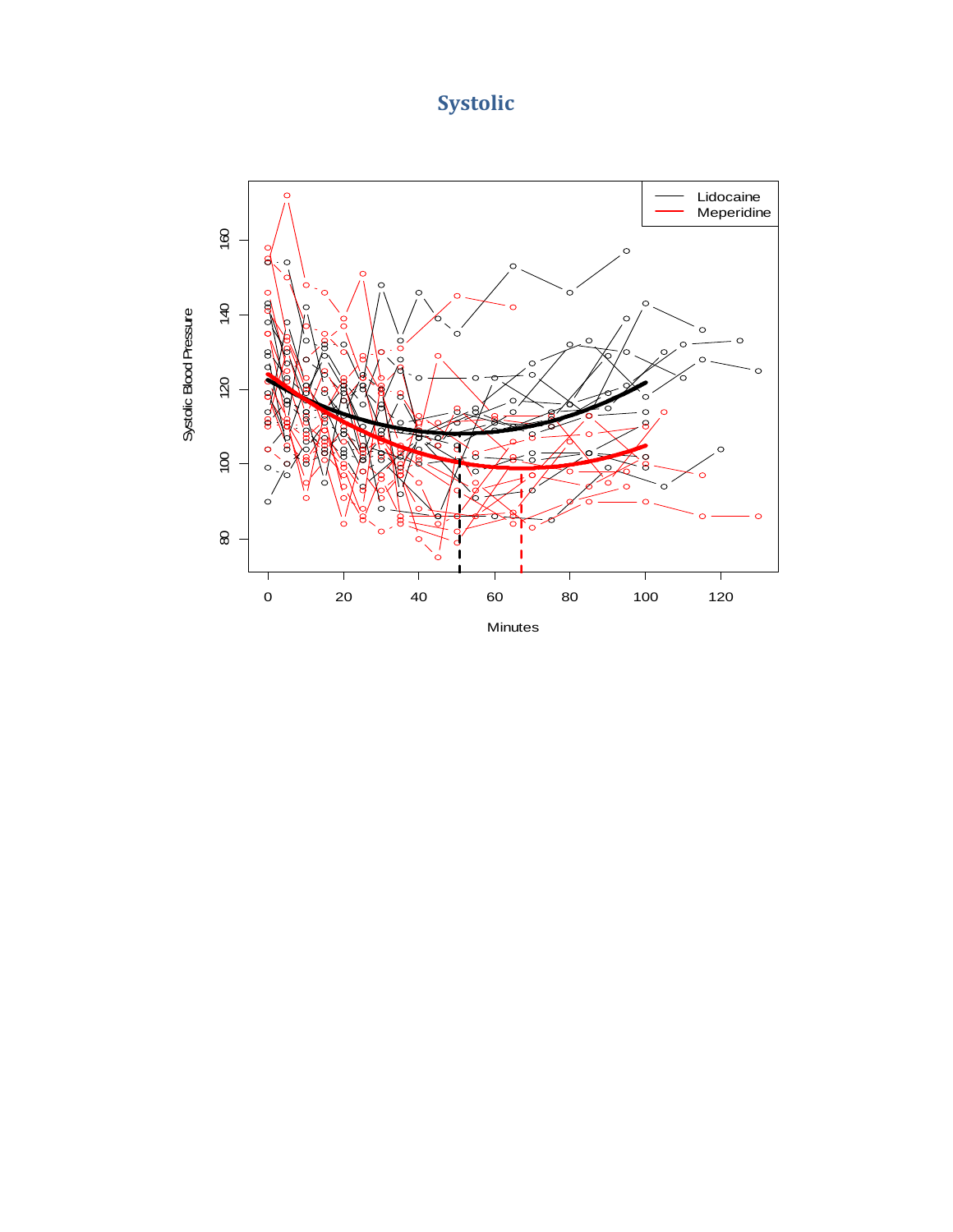# Systolic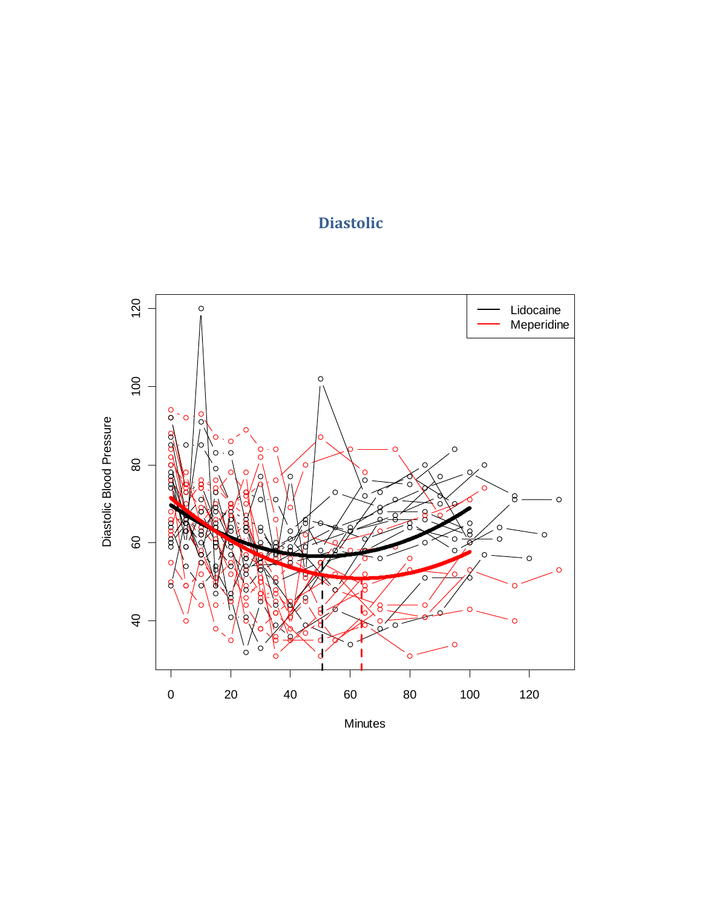## Diastolic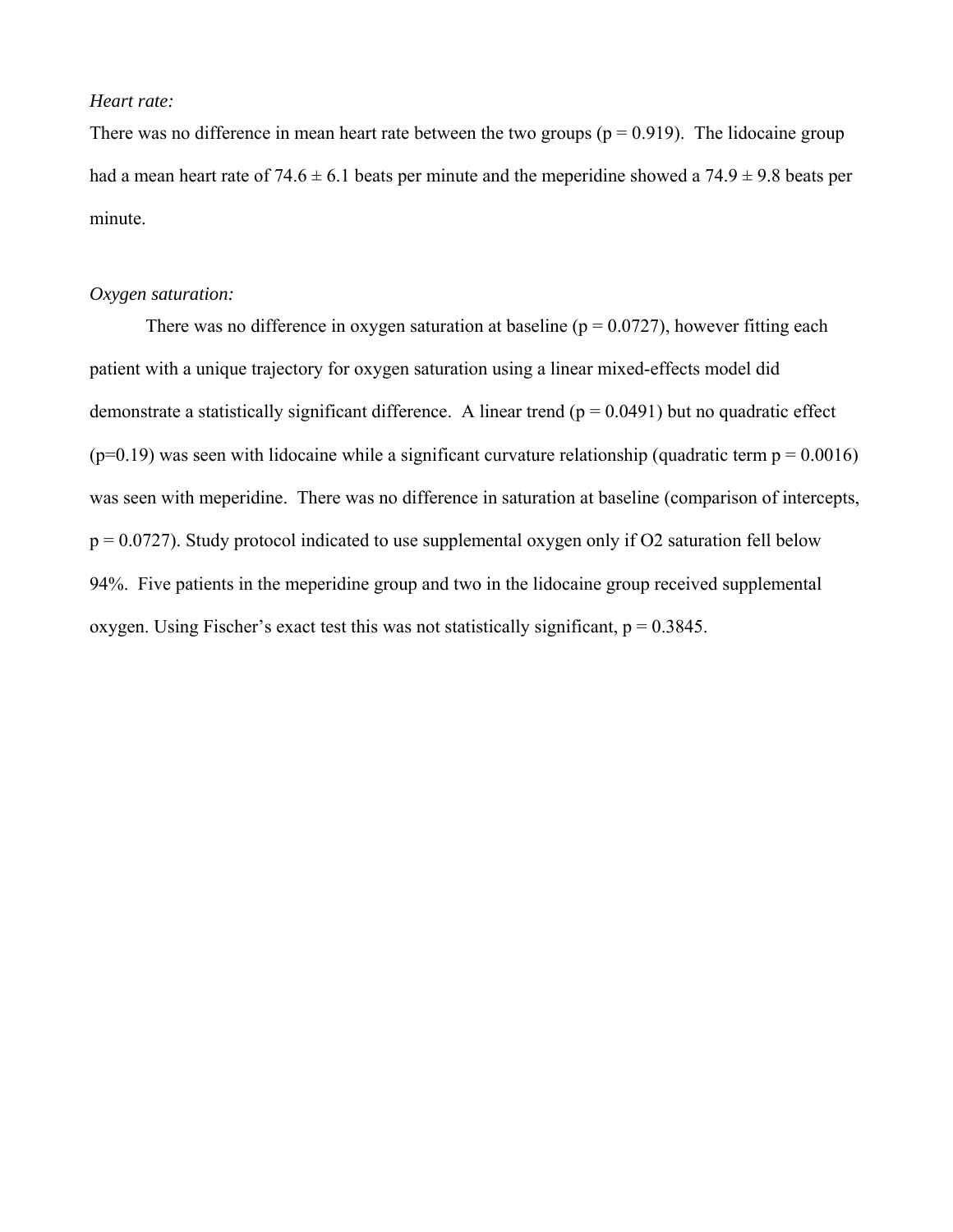*Heart rate:*

There was no difference in mean heart rate between the two groups ($p = 0.919$). The lidocaine group had a mean heart rate of $74.6 \pm 6.1$ beats per minute and the meperidine showed a $74.9 \pm 9.8$ beats per minute.

*Oxygen saturation:*

There was no difference in oxygen saturation at baseline ($p = 0.0727$), however fitting each patient with a unique trajectory for oxygen saturation using a linear mixed-effects model did demonstrate a statistically significant difference. A linear trend ($p = 0.0491$) but no quadratic effect ($p=0.19$) was seen with lidocaine while a significant curvature relationship (quadratic term $p = 0.0016$) was seen with meperidine. There was no difference in saturation at baseline (comparison of intercepts, $p = 0.0727$). Study protocol indicated to use supplemental oxygen only if $O_2$ saturation fell below 94%. Five patients in the meperidine group and two in the lidocaine group received supplemental oxygen. Using Fischer's exact test this was not statistically significant, $p = 0.3845$.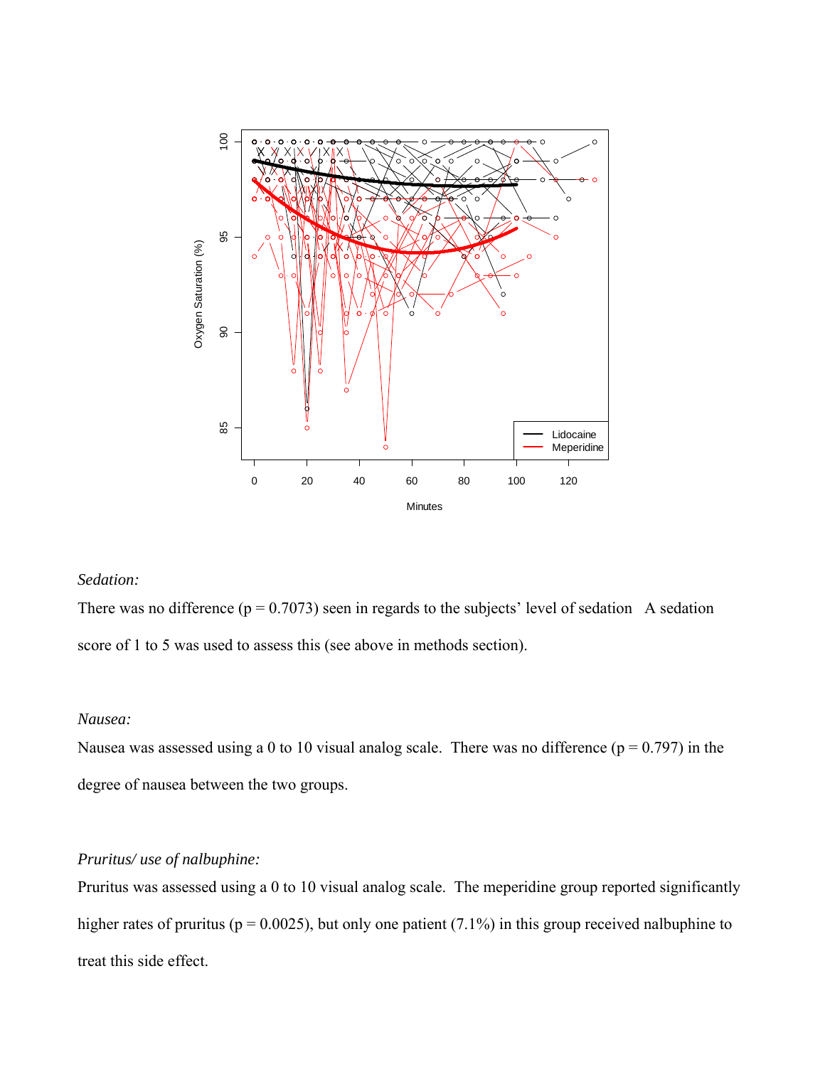*Sedation:*

There was no difference (p = 0.7073) seen in regards to the subjects' level of sedation A sedation score of 1 to 5 was used to assess this (see above in methods section).

*Nausea:*

Nausea was assessed using a 0 to 10 visual analog scale. There was no difference (p = 0.797) in the degree of nausea between the two groups.

*Pruritus/ use of nalbuphine:*

Pruritus was assessed using a 0 to 10 visual analog scale. The meperidine group reported significantly higher rates of pruritus (p = 0.0025), but only one patient (7.1%) in this group received nalbuphine to treat this side effect.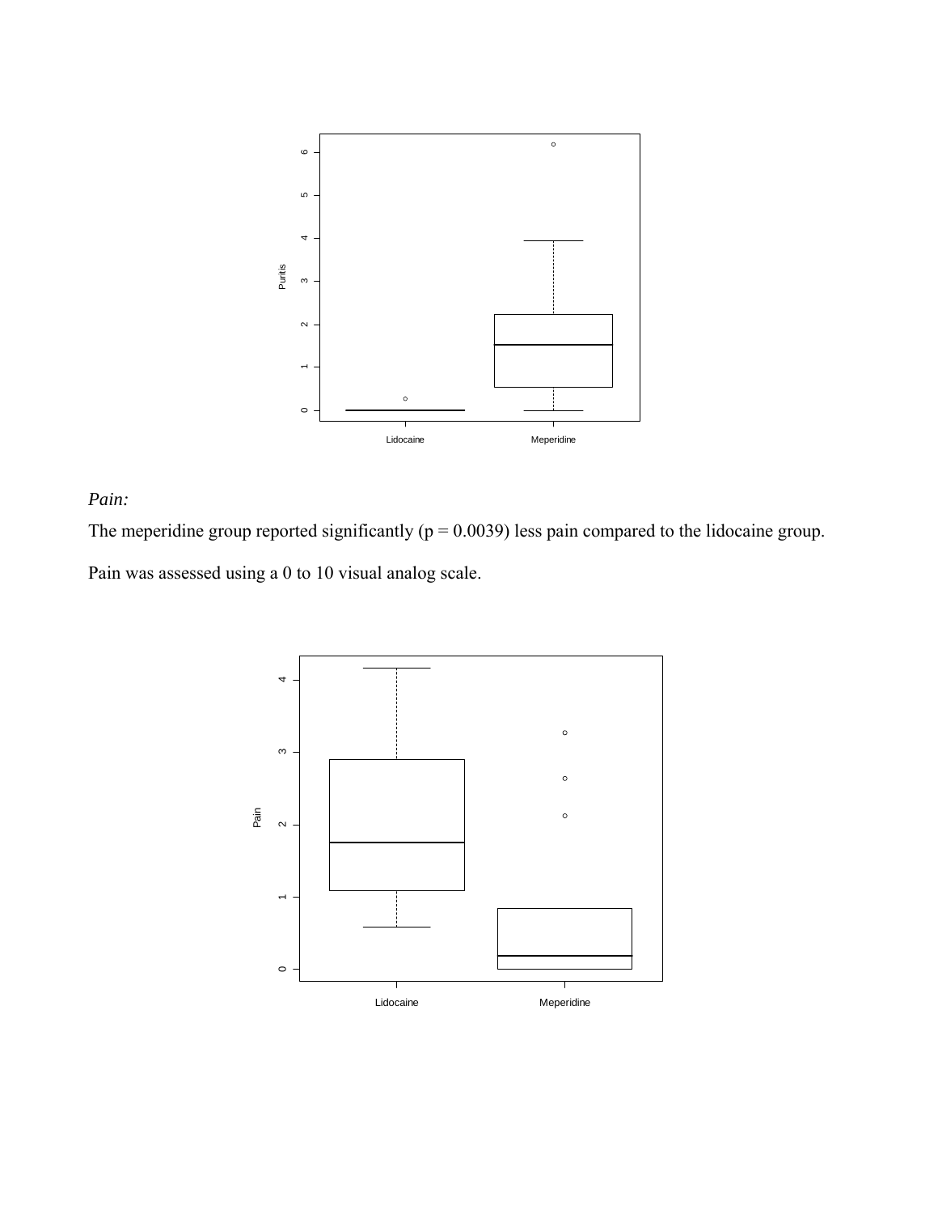*Pain:*

The meperidine group reported significantly ($p = 0.0039$) less pain compared to the lidocaine group.

Pain was assessed using a 0 to 10 visual analog scale.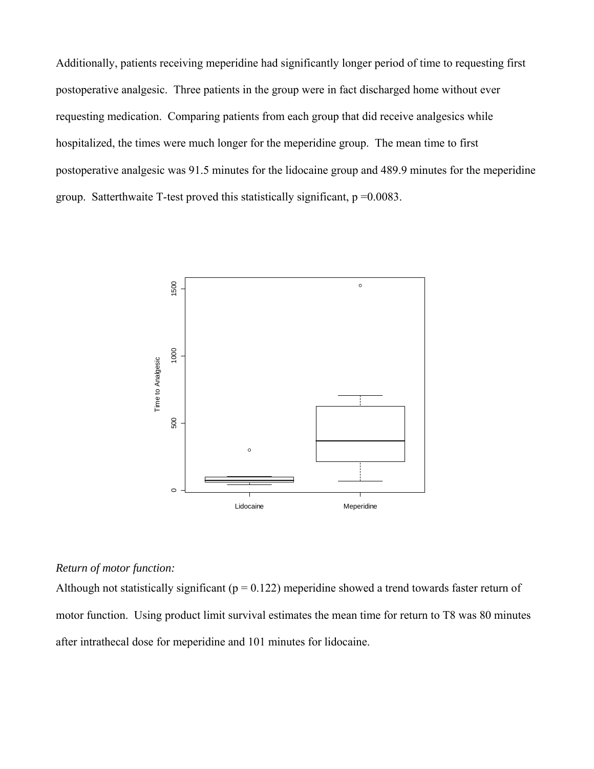Additionally, patients receiving meperidine had significantly longer period of time to requesting first postoperative analgesic. Three patients in the group were in fact discharged home without ever requesting medication. Comparing patients from each group that did receive analgesics while hospitalized, the times were much longer for the meperidine group. The mean time to first postoperative analgesic was 91.5 minutes for the lidocaine group and 489.9 minutes for the meperidine group. Satterthwaite T-test proved this statistically significant, $p = 0.0083$.

*Return of motor function:*

Although not statistically significant ($p = 0.122$) meperidine showed a trend towards faster return of motor function. Using product limit survival estimates the mean time for return to T8 was 80 minutes after intrathecal dose for meperidine and 101 minutes for lidocaine.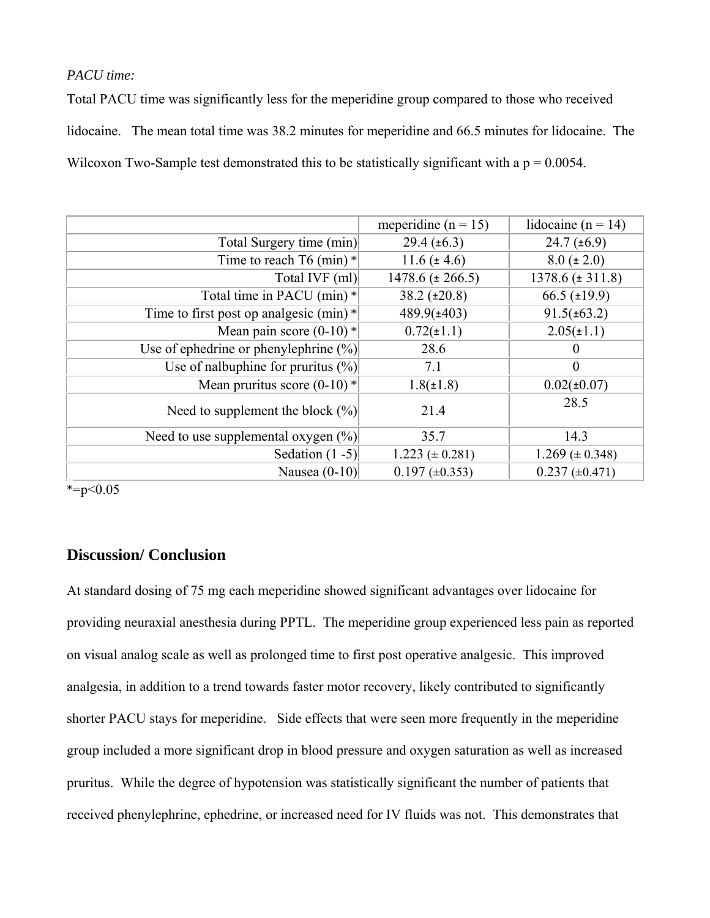*PACU time:*

Total PACU time was significantly less for the meperidine group compared to those who received lidocaine. The mean total time was 38.2 minutes for meperidine and 66.5 minutes for lidocaine. The Wilcoxon Two-Sample test demonstrated this to be statistically significant with a p = 0.0054.

| | meperidine (n = 15) | lidocaine (n = 14) |
|---|---|---|
| Total Surgery time (min) | 29.4 (±6.3) | 24.7 (±6.9) |
| Time to reach T6 (min) * | 11.6 (± 4.6) | 8.0 (± 2.0) |
| Total IVF (ml) | 1478.6 (± 266.5) | 1378.6 (± 311.8) |
| Total time in PACU (min) * | 38.2 (±20.8) | 66.5 (±19.9) |
| Time to first post op analgesic (min) * | 489.9(±403) | 91.5(±63.2) |
| Mean pain score (0-10) * | 0.72(±1.1) | 2.05(±1.1) |
| Use of ephedrine or phenylephrine (%) | 28.6 | 0 |
| Use of nalbuphine for pruritus (%) | 7.1 | 0 |
| Mean pruritus score (0-10) * | 1.8(±1.8) | 0.02(±0.07) |
| Need to supplement the block (%) | 21.4 | 28.5 |
| Need to use supplemental oxygen (%) | 35.7 | 14.3 |
| Sedation (1 -5) | 1.223 (± 0.281) | 1.269 (± 0.348) |
| Nausea (0-10) | 0.197 (±0.353) | 0.237 (±0.471) |

*=p<0.05

## Discussion/ Conclusion

At standard dosing of 75 mg each meperidine showed significant advantages over lidocaine for providing neuraxial anesthesia during PPTL. The meperidine group experienced less pain as reported on visual analog scale as well as prolonged time to first post operative analgesic. This improved analgesia, in addition to a trend towards faster motor recovery, likely contributed to significantly shorter PACU stays for meperidine. Side effects that were seen more frequently in the meperidine group included a more significant drop in blood pressure and oxygen saturation as well as increased pruritus. While the degree of hypotension was statistically significant the number of patients that received phenylephrine, ephedrine, or increased need for IV fluids was not. This demonstrates that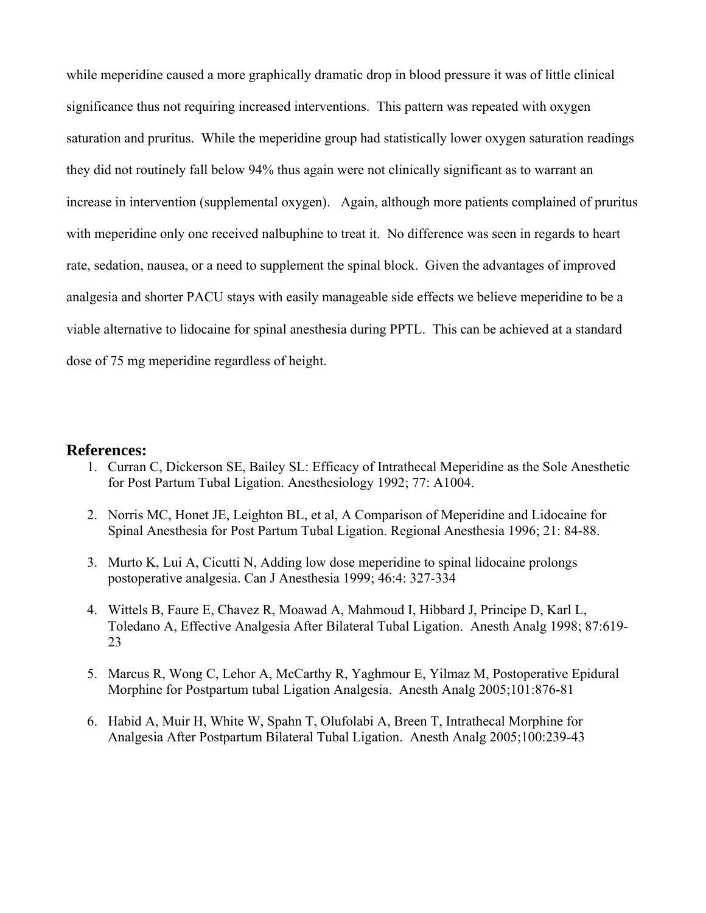while meperidine caused a more graphically dramatic drop in blood pressure it was of little clinical significance thus not requiring increased interventions. This pattern was repeated with oxygen saturation and pruritus. While the meperidine group had statistically lower oxygen saturation readings they did not routinely fall below 94% thus again were not clinically significant as to warrant an increase in intervention (supplemental oxygen). Again, although more patients complained of pruritus with meperidine only one received nalbuphine to treat it. No difference was seen in regards to heart rate, sedation, nausea, or a need to supplement the spinal block. Given the advantages of improved analgesia and shorter PACU stays with easily manageable side effects we believe meperidine to be a viable alternative to lidocaine for spinal anesthesia during PPTL. This can be achieved at a standard dose of 75 mg meperidine regardless of height.

## References:

1. Curran C, Dickerson SE, Bailey SL: Efficacy of Intrathecal Meperidine as the Sole Anesthetic for Post Partum Tubal Ligation. Anesthesiology 1992; 77: A1004.

2. Norris MC, Honet JE, Leighton BL, et al, A Comparison of Meperidine and Lidocaine for Spinal Anesthesia for Post Partum Tubal Ligation. Regional Anesthesia 1996; 21: 84-88.

3. Murto K, Lui A, Cicutti N, Adding low dose meperidine to spinal lidocaine prolongs postoperative analgesia. Can J Anesthesia 1999; 46:4: 327-334

4. Wittels B, Faure E, Chavez R, Moawad A, Mahmoud I, Hibbard J, Principe D, Karl L, Toledano A, Effective Analgesia After Bilateral Tubal Ligation. Anesth Analg 1998; 87:619-23

5. Marcus R, Wong C, Lehor A, McCarthy R, Yaghmour E, Yilmaz M, Postoperative Epidural Morphine for Postpartum tubal Ligation Analgesia. Anesth Analg 2005;101:876-81

6. Habid A, Muir H, White W, Spahn T, Olufolabi A, Breen T, Intrathecal Morphine for Analgesia After Postpartum Bilateral Tubal Ligation. Anesth Analg 2005;100:239-43